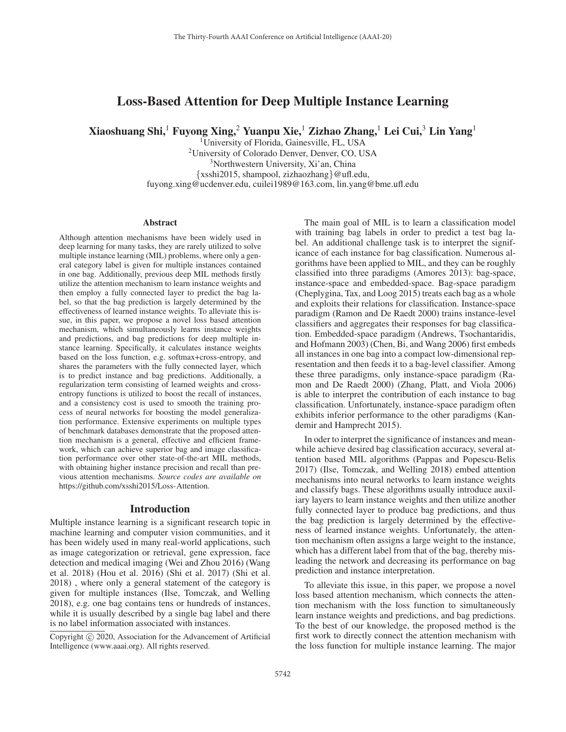# Loss-Based Attention for Deep Multiple Instance Learning

**Xiaoshuang Shi,[1] Fuyong Xing,[2] Yuanpu Xie,[1] Zizhao Zhang,[1] Lei Cui,[3] Lin Yang[1]**

[1]University of Florida, Gainesville, FL, USA
[2]University of Colorado Denver, Denver, CO, USA
[3]Northwestern University, Xi'an, China
{xsshi2015, shampool, zizhaozhang}@ufl.edu,
fuyong.xing@ucdenver.edu, cuilei1989@163.com, lin.yang@bme.ufl.edu

## Abstract

Although attention mechanisms have been widely used in deep learning for many tasks, they are rarely utilized to solve multiple instance learning (MIL) problems, where only a general category label is given for multiple instances contained in one bag. Additionally, previous deep MIL methods firstly utilize the attention mechanism to learn instance weights and then employ a fully connected layer to predict the bag label, so that the bag prediction is largely determined by the effectiveness of learned instance weights. To alleviate this issue, in this paper, we propose a novel loss based attention mechanism, which simultaneously learns instance weights and predictions, and bag predictions for deep multiple instance learning. Specifically, it calculates instance weights based on the loss function, e.g. softmax+cross-entropy, and shares the parameters with the fully connected layer, which is to predict instance and bag predictions. Additionally, a regularization term consisting of learned weights and cross-entropy functions is utilized to boost the recall of instances, and a consistency cost is used to smooth the training process of neural networks for boosting the model generalization performance. Extensive experiments on multiple types of benchmark databases demonstrate that the proposed attention mechanism is a general, effective and efficient framework, which can achieve superior bag and image classification performance over other state-of-the-art MIL methods, with obtaining higher instance precision and recall than previous attention mechanisms. *Source codes are available on* https://github.com/xsshi2015/Loss-Attention*.*

## Introduction

Multiple instance learning is a significant research topic in machine learning and computer vision communities, and it has been widely used in many real-world applications, such as image categorization or retrieval, gene expression, face detection and medical imaging (Wei and Zhou 2016) (Wang et al. 2018) (Hou et al. 2016) (Shi et al. 2017) (Shi et al. 2018) , where only a general statement of the category is given for multiple instances (Ilse, Tomczak, and Welling 2018), e.g. one bag contains tens or hundreds of instances, while it is usually described by a single bag label and there is no label information associated with instances.

The main goal of MIL is to learn a classification model with training bag labels in order to predict a test bag label. An additional challenge task is to interpret the significance of each instance for bag classification. Numerous algorithms have been applied to MIL, and they can be roughly classified into three paradigms (Amores 2013): bag-space, instance-space and embedded-space. Bag-space paradigm (Cheplygina, Tax, and Loog 2015) treats each bag as a whole and exploits their relations for classification. Instance-space paradigm (Ramon and De Raedt 2000) trains instance-level classifiers and aggregates their responses for bag classification. Embedded-space paradigm (Andrews, Tsochantaridis, and Hofmann 2003) (Chen, Bi, and Wang 2006) first embeds all instances in one bag into a compact low-dimensional representation and then feeds it to a bag-level classifier. Among these three paradigms, only instance-space paradigm (Ramon and De Raedt 2000) (Zhang, Platt, and Viola 2006) is able to interpret the contribution of each instance to bag classification. Unfortunately, instance-space paradigm often exhibits inferior performance to the other paradigms (Kandemir and Hamprecht 2015).

In oder to interpret the significance of instances and meanwhile achieve desired bag classification accuracy, several attention based MIL algorithms (Pappas and Popescu-Belis 2017) (Ilse, Tomczak, and Welling 2018) embed attention mechanisms into neural networks to learn instance weights and classify bags. These algorithms usually introduce auxiliary layers to learn instance weights and then utilize another fully connected layer to produce bag predictions, and thus the bag prediction is largely determined by the effectiveness of learned instance weights. Unfortunately, the attention mechanism often assigns a large weight to the instance, which has a different label from that of the bag, thereby misleading the network and decreasing its performance on bag prediction and instance interpretation.

To alleviate this issue, in this paper, we propose a novel loss based attention mechanism, which connects the attention mechanism with the loss function to simultaneously learn instance weights and predictions, and bag predictions. To the best of our knowledge, the proposed method is the first work to directly connect the attention mechanism with the loss function for multiple instance learning. The major

Copyright © 2020, Association for the Advancement of Artificial Intelligence (www.aaai.org). All rights reserved.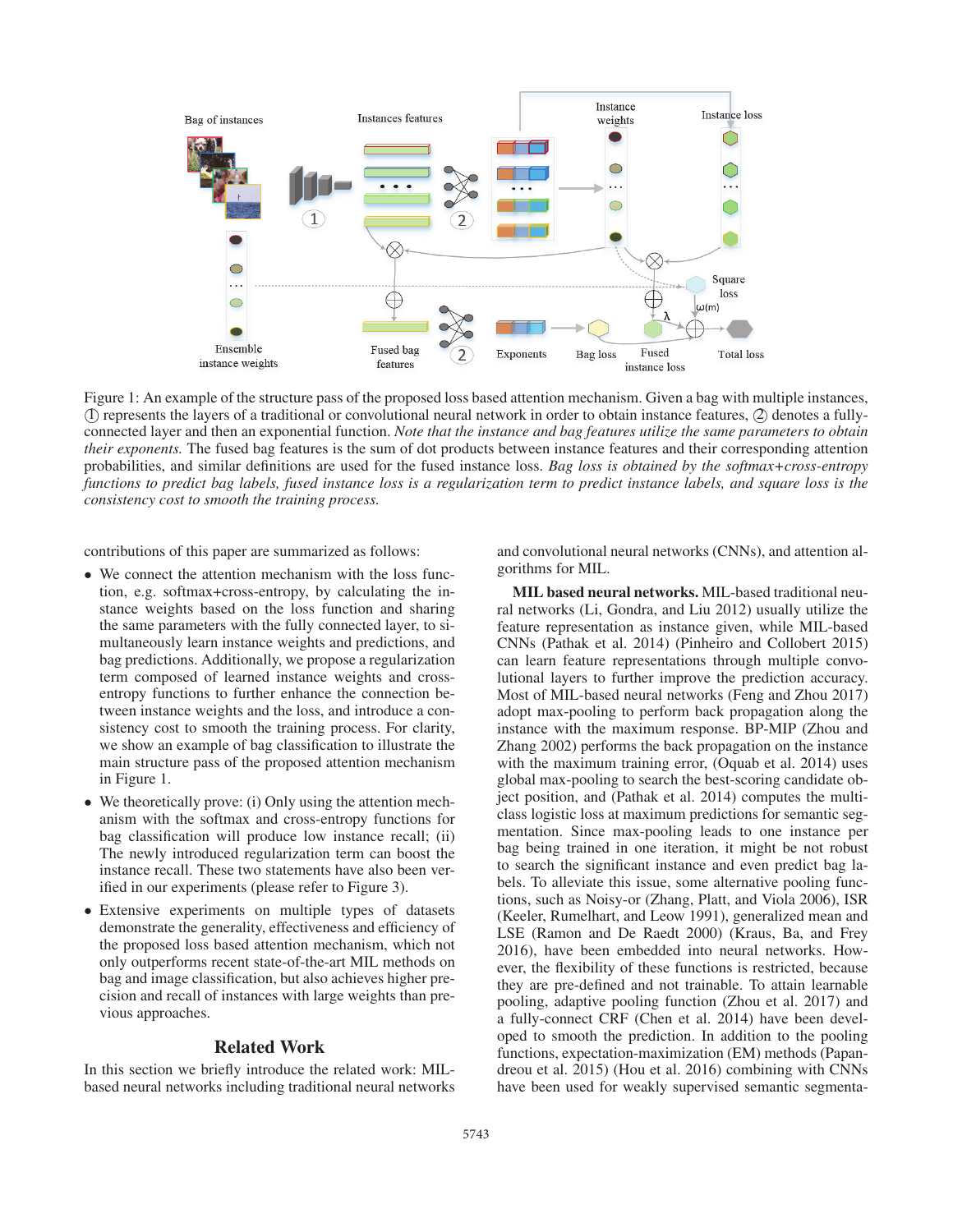Figure 1: An example of the structure pass of the proposed loss based attention mechanism. Given a bag with multiple instances, ① represents the layers of a traditional or convolutional neural network in order to obtain instance features, ② denotes a fully-connected layer and then an exponential function. *Note that the instance and bag features utilize the same parameters to obtain their exponents.* The fused bag features is the sum of dot products between instance features and their corresponding attention probabilities, and similar definitions are used for the fused instance loss. *Bag loss is obtained by the softmax+cross-entropy functions to predict bag labels, fused instance loss is a regularization term to predict instance labels, and square loss is the consistency cost to smooth the training process.*

contributions of this paper are summarized as follows:

- We connect the attention mechanism with the loss function, e.g. softmax+cross-entropy, by calculating the instance weights based on the loss function and sharing the same parameters with the fully connected layer, to simultaneously learn instance weights and predictions, and bag predictions. Additionally, we propose a regularization term composed of learned instance weights and cross-entropy functions to further enhance the connection between instance weights and the loss, and introduce a consistency cost to smooth the training process. For clarity, we show an example of bag classification to illustrate the main structure pass of the proposed attention mechanism in Figure 1.
- We theoretically prove: (i) Only using the attention mechanism with the softmax and cross-entropy functions for bag classification will produce low instance recall; (ii) The newly introduced regularization term can boost the instance recall. These two statements have also been verified in our experiments (please refer to Figure 3).
- Extensive experiments on multiple types of datasets demonstrate the generality, effectiveness and efficiency of the proposed loss based attention mechanism, which not only outperforms recent state-of-the-art MIL methods on bag and image classification, but also achieves higher precision and recall of instances with large weights than previous approaches.

## Related Work

In this section we briefly introduce the related work: MIL-based neural networks including traditional neural networks and convolutional neural networks (CNNs), and attention algorithms for MIL.

**MIL based neural networks.** MIL-based traditional neural networks (Li, Gondra, and Liu 2012) usually utilize the feature representation as instance given, while MIL-based CNNs (Pathak et al. 2014) (Pinheiro and Collobert 2015) can learn feature representations through multiple convolutional layers to further improve the prediction accuracy. Most of MIL-based neural networks (Feng and Zhou 2017) adopt max-pooling to perform back propagation along the instance with the maximum response. BP-MIP (Zhou and Zhang 2002) performs the back propagation on the instance with the maximum training error, (Oquab et al. 2014) uses global max-pooling to search the best-scoring candidate object position, and (Pathak et al. 2014) computes the multi-class logistic loss at maximum predictions for semantic segmentation. Since max-pooling leads to one instance per bag being trained in one iteration, it might be not robust to search the significant instance and even predict bag labels. To alleviate this issue, some alternative pooling functions, such as Noisy-or (Zhang, Platt, and Viola 2006), ISR (Keeler, Rumelhart, and Leow 1991), generalized mean and LSE (Ramon and De Raedt 2000) (Kraus, Ba, and Frey 2016), have been embedded into neural networks. However, the flexibility of these functions is restricted, because they are pre-defined and not trainable. To attain learnable pooling, adaptive pooling function (Zhou et al. 2017) and a fully-connect CRF (Chen et al. 2014) have been developed to smooth the prediction. In addition to the pooling functions, expectation-maximization (EM) methods (Papandreou et al. 2015) (Hou et al. 2016) combining with CNNs have been used for weakly supervised semantic segmenta-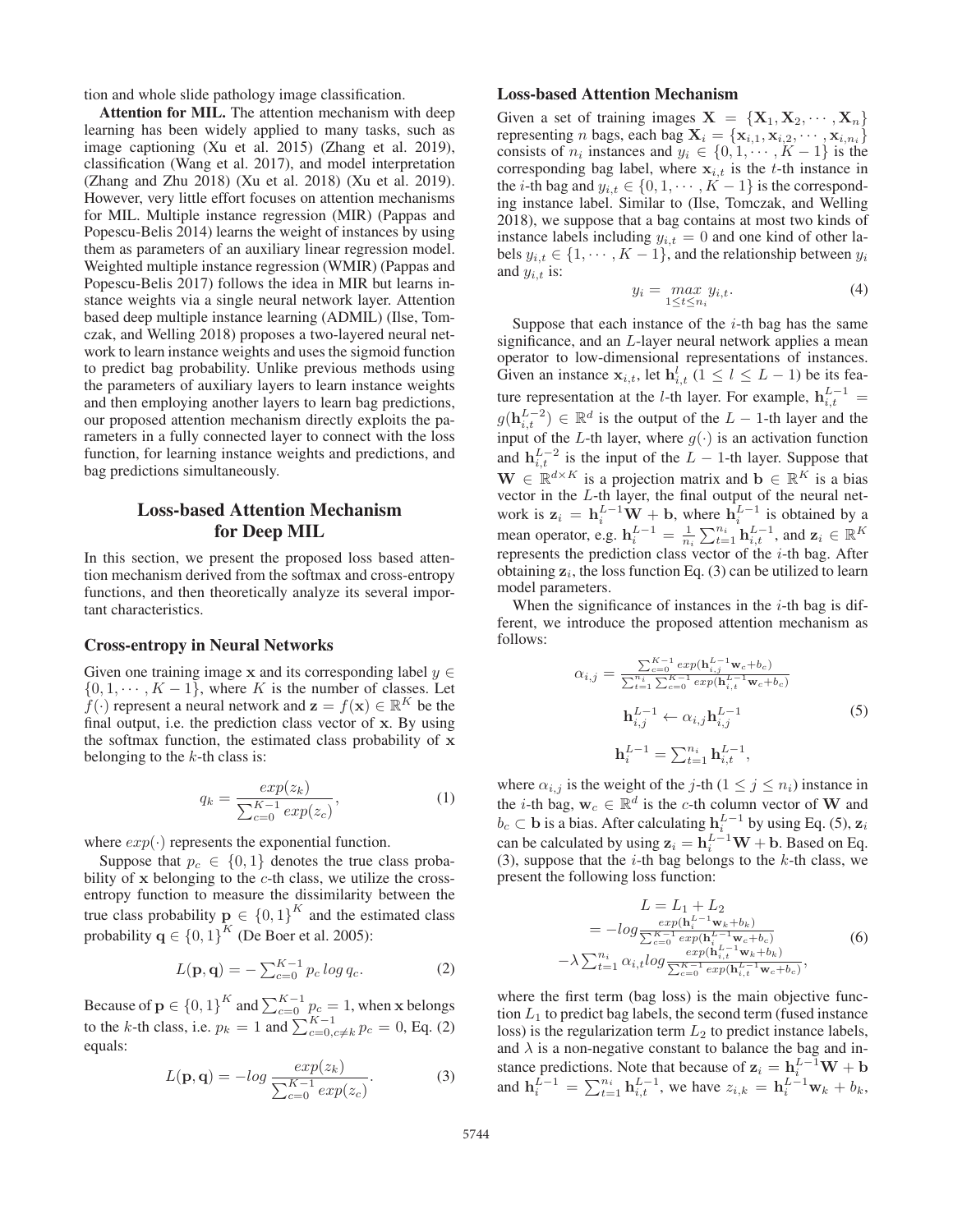tion and whole slide pathology image classification.

**Attention for MIL.** The attention mechanism with deep learning has been widely applied to many tasks, such as image captioning (Xu et al. 2015) (Zhang et al. 2019), classification (Wang et al. 2017), and model interpretation (Zhang and Zhu 2018) (Xu et al. 2018) (Xu et al. 2019). However, very little effort focuses on attention mechanisms for MIL. Multiple instance regression (MIR) (Pappas and Popescu-Belis 2014) learns the weight of instances by using them as parameters of an auxiliary linear regression model. Weighted multiple instance regression (WMIR) (Pappas and Popescu-Belis 2017) follows the idea in MIR but learns instance weights via a single neural network layer. Attention based deep multiple instance learning (ADMIL) (Ilse, Tomczak, and Welling 2018) proposes a two-layered neural network to learn instance weights and uses the sigmoid function to predict bag probability. Unlike previous methods using the parameters of auxiliary layers to learn instance weights and then employing another layers to learn bag predictions, our proposed attention mechanism directly exploits the parameters in a fully connected layer to connect with the loss function, for learning instance weights and predictions, and bag predictions simultaneously.

## Loss-based Attention Mechanism for Deep MIL

In this section, we present the proposed loss based attention mechanism derived from the softmax and cross-entropy functions, and then theoretically analyze its several important characteristics.

### Cross-entropy in Neural Networks

Given one training image $\mathbf{x}$ and its corresponding label $y \in \{0, 1, \cdots, K-1\}$, where $K$ is the number of classes. Let $f(\cdot)$ represent a neural network and $\mathbf{z} = f(\mathbf{x}) \in \mathbb{R}^K$ be the final output, i.e. the prediction class vector of $\mathbf{x}$. By using the softmax function, the estimated class probability of $\mathbf{x}$ belonging to the $k$-th class is:

$$q_k = \frac{exp(z_k)}{\sum_{c=0}^{K-1} exp(z_c)}, \tag{1}$$

where $exp(\cdot)$ represents the exponential function.

Suppose that $p_c \in \{0, 1\}$ denotes the true class probability of $\mathbf{x}$ belonging to the $c$-th class, we utilize the cross-entropy function to measure the dissimilarity between the true class probability $\mathbf{p} \in \{0, 1\}^K$ and the estimated class probability $\mathbf{q} \in \{0, 1\}^K$ (De Boer et al. 2005):

$$L(\mathbf{p}, \mathbf{q}) = -\sum_{c=0}^{K-1} p_c \, log \, q_c. \tag{2}$$

Because of $\mathbf{p} \in \{0, 1\}^K$ and $\sum_{c=0}^{K-1} p_c = 1$, when $\mathbf{x}$ belongs to the $k$-th class, i.e. $p_k = 1$ and $\sum_{c=0, c\neq k}^{K-1} p_c = 0$, Eq. (2) equals:

$$L(\mathbf{p}, \mathbf{q}) = -log \, \frac{exp(z_k)}{\sum_{c=0}^{K-1} exp(z_c)}. \tag{3}$$

### Loss-based Attention Mechanism

Given a set of training images $\mathbf{X} = \{\mathbf{X}_1, \mathbf{X}_2, \cdots, \mathbf{X}_n\}$ representing $n$ bags, each bag $\mathbf{X}_i = \{\mathbf{x}_{i,1}, \mathbf{x}_{i,2}, \cdots, \mathbf{x}_{i,n_i}\}$ consists of $n_i$ instances and $y_i \in \{0, 1, \cdots, K-1\}$ is the corresponding bag label, where $\mathbf{x}_{i,t}$ is the $t$-th instance in the $i$-th bag and $y_{i,t} \in \{0, 1, \cdots, K-1\}$ is the corresponding instance label. Similar to (Ilse, Tomczak, and Welling 2018), we suppose that a bag contains at most two kinds of instance labels including $y_{i,t} = 0$ and one kind of other labels $y_{i,t} \in \{1, \cdots, K-1\}$, and the relationship between $y_i$ and $y_{i,t}$ is:

$$y_i = \max_{1 \leq t \leq n_i} y_{i,t}. \tag{4}$$

Suppose that each instance of the $i$-th bag has the same significance, and an $L$-layer neural network applies a mean operator to low-dimensional representations of instances. Given an instance $\mathbf{x}_{i,t}$, let $\mathbf{h}_{i,t}^l$ $(1 \leq l \leq L-1)$ be its feature representation at the $l$-th layer. For example, $\mathbf{h}_{i,t}^{L-1} = g(\mathbf{h}_{i,t}^{L-2}) \in \mathbb{R}^d$ is the output of the $L-1$-th layer and the input of the $L$-th layer, where $g(\cdot)$ is an activation function and $\mathbf{h}_{i,t}^{L-2}$ is the input of the $L-1$-th layer. Suppose that $\mathbf{W} \in \mathbb{R}^{d \times K}$ is a projection matrix and $\mathbf{b} \in \mathbb{R}^K$ is a bias vector in the $L$-th layer, the final output of the neural network is $\mathbf{z}_i = \mathbf{h}_i^{L-1}\mathbf{W} + \mathbf{b}$, where $\mathbf{h}_i^{L-1}$ is obtained by a mean operator, e.g. $\mathbf{h}_i^{L-1} = \frac{1}{n_i}\sum_{t=1}^{n_i} \mathbf{h}_{i,t}^{L-1}$, and $\mathbf{z}_i \in \mathbb{R}^K$ represents the prediction class vector of the $i$-th bag. After obtaining $\mathbf{z}_i$, the loss function Eq. (3) can be utilized to learn model parameters.

When the significance of instances in the $i$-th bag is different, we introduce the proposed attention mechanism as follows:

$$\begin{aligned}
\alpha_{i,j} &= \frac{\sum_{c=0}^{K-1} exp(\mathbf{h}_{i,j}^{L-1}\mathbf{w}_c + b_c)}{\sum_{t=1}^{n_i}\sum_{c=0}^{K-1} exp(\mathbf{h}_{i,t}^{L-1}\mathbf{w}_c + b_c)} \\
\mathbf{h}_{i,j}^{L-1} &\leftarrow \alpha_{i,j}\mathbf{h}_{i,j}^{L-1} \\
\mathbf{h}_i^{L-1} &= \textstyle\sum_{t=1}^{n_i} \mathbf{h}_{i,t}^{L-1},
\end{aligned} \tag{5}$$

where $\alpha_{i,j}$ is the weight of the $j$-th $(1 \leq j \leq n_i)$ instance in the $i$-th bag, $\mathbf{w}_c \in \mathbb{R}^d$ is the $c$-th column vector of $\mathbf{W}$ and $b_c \subset \mathbf{b}$ is a bias. After calculating $\mathbf{h}_i^{L-1}$ by using Eq. (5), $\mathbf{z}_i$ can be calculated by using $\mathbf{z}_i = \mathbf{h}_i^{L-1}\mathbf{W} + \mathbf{b}$. Based on Eq. (3), suppose that the $i$-th bag belongs to the $k$-th class, we present the following loss function:

$$\begin{aligned}
L &= L_1 + L_2 \\
&= -log \frac{exp(\mathbf{h}_i^{L-1}\mathbf{w}_k + b_k)}{\sum_{c=0}^{K-1} exp(\mathbf{h}_i^{L-1}\mathbf{w}_c + b_c)} \\
&\quad -\lambda \sum_{t=1}^{n_i} \alpha_{i,t} log \frac{exp(\mathbf{h}_{i,t}^{L-1}\mathbf{w}_k + b_k)}{\sum_{c=0}^{K-1} exp(\mathbf{h}_{i,t}^{L-1}\mathbf{w}_c + b_c)},
\end{aligned} \tag{6}$$

where the first term (bag loss) is the main objective function $L_1$ to predict bag labels, the second term (fused instance loss) is the regularization term $L_2$ to predict instance labels, and $\lambda$ is a non-negative constant to balance the bag and instance predictions. Note that because of $\mathbf{z}_i = \mathbf{h}_i^{L-1}\mathbf{W} + \mathbf{b}$ and $\mathbf{h}_i^{L-1} = \sum_{t=1}^{n_i} \mathbf{h}_{i,t}^{L-1}$, we have $z_{i,k} = \mathbf{h}_i^{L-1}\mathbf{w}_k + b_k$,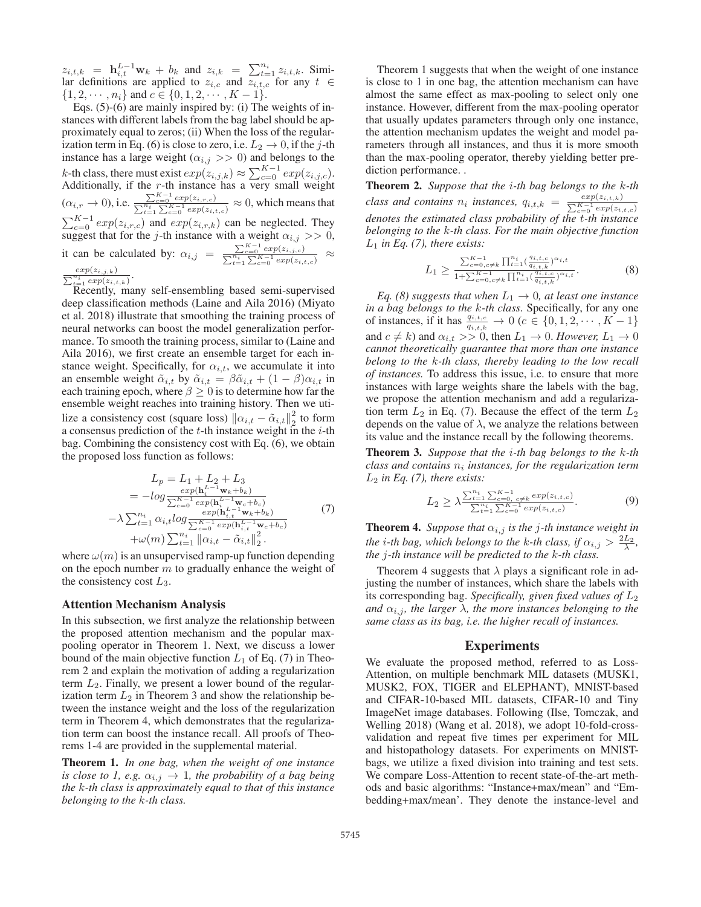$z_{i,t,k} = \mathbf{h}_{i,t}^{L-1}\mathbf{w}_k + b_k$ and $z_{i,k} = \sum_{t=1}^{n_i} z_{i,t,k}$. Similar definitions are applied to $z_{i,c}$ and $z_{i,t,c}$ for any $t \in \{1, 2, \cdots, n_i\}$ and $c \in \{0, 1, 2, \cdots, K-1\}$.

Eqs. (5)-(6) are mainly inspired by: (i) The weights of instances with different labels from the bag label should be approximately equal to zeros; (ii) When the loss of the regularization term in Eq. (6) is close to zero, i.e. $L_2 \to 0$, if the $j$-th instance has a large weight ($\alpha_{i,j} >> 0$) and belongs to the $k$-th class, there must exist $exp(z_{i,j,k}) \approx \sum_{c=0}^{K-1} exp(z_{i,j,c})$. Additionally, if the $r$-th instance has a very small weight ($\alpha_{i,r} \to 0$), i.e. $\frac{\sum_{c=0}^{K-1} exp(z_{i,r,c})}{\sum_{t=1}^{n_i}\sum_{c=0}^{K-1} exp(z_{i,t,c})} \approx 0$, which means that $\sum_{c=0}^{K-1} exp(z_{i,r,c})$ and $exp(z_{i,r,k})$ can be neglected. They suggest that for the $j$-th instance with a weight $\alpha_{i,j} >> 0$, it can be calculated by: $\alpha_{i,j} = \frac{\sum_{c=0}^{K-1} exp(z_{i,j,c})}{\sum_{t=1}^{n_i}\sum_{c=0}^{K-1} exp(z_{i,t,c})} \approx \frac{exp(z_{i,j,k})}{\sum_{t=1}^{n_i} exp(z_{i,t,k})}$.

Recently, many self-ensembling based semi-supervised deep classification methods (Laine and Aila 2016) (Miyato et al. 2018) illustrate that smoothing the training process of neural networks can boost the model generalization performance. To smooth the training process, similar to (Laine and Aila 2016), we first create an ensemble target for each instance weight. Specifically, for $\alpha_{i,t}$, we accumulate it into an ensemble weight $\tilde{\alpha}_{i,t}$ by $\tilde{\alpha}_{i,t} = \beta\tilde{\alpha}_{i,t} + (1-\beta)\alpha_{i,t}$ in each training epoch, where $\beta \geq 0$ is to determine how far the ensemble weight reaches into training history. Then we utilize a consistency cost (square loss) $\|\alpha_{i,t} - \tilde{\alpha}_{i,t}\|_2^2$ to form a consensus prediction of the $t$-th instance weight in the $i$-th bag. Combining the consistency cost with Eq. (6), we obtain the proposed loss function as follows:

$$
\begin{aligned}
L_p &= L_1 + L_2 + L_3 \\
&= -log\frac{exp(\mathbf{h}_i^{L-1}\mathbf{w}_k + b_k)}{\sum_{c=0}^{K-1} exp(\mathbf{h}_i^{L-1}\mathbf{w}_c + b_c)} \\
&\quad -\lambda\sum_{t=1}^{n_i}\alpha_{i,t} log\frac{exp(\mathbf{h}_{i,t}^{L-1}\mathbf{w}_k + b_k)}{\sum_{c=0}^{K-1} exp(\mathbf{h}_{i,t}^{L-1}\mathbf{w}_c + b_c)} \\
&\quad +\omega(m)\sum_{t=1}^{n_i}\|\alpha_{i,t} - \tilde{\alpha}_{i,t}\|_2^2.
\end{aligned}
\tag{7}
$$

where $\omega(m)$ is an unsupervised ramp-up function depending on the epoch number $m$ to gradually enhance the weight of the consistency cost $L_3$.

### Attention Mechanism Analysis

In this subsection, we first analyze the relationship between the proposed attention mechanism and the popular max-pooling operator in Theorem 1. Next, we discuss a lower bound of the main objective function $L_1$ of Eq. (7) in Theorem 2 and explain the motivation of adding a regularization term $L_2$. Finally, we present a lower bound of the regularization term $L_2$ in Theorem 3 and show the relationship between the instance weight and the loss of the regularization term in Theorem 4, which demonstrates that the regularization term can boost the instance recall. All proofs of Theorems 1-4 are provided in the supplemental material.

**Theorem 1.** *In one bag, when the weight of one instance is close to 1, e.g. $\alpha_{i,j} \to 1$, the probability of a bag being the $k$-th class is approximately equal to that of this instance belonging to the $k$-th class.*

Theorem 1 suggests that when the weight of one instance is close to 1 in one bag, the attention mechanism can have almost the same effect as max-pooling to select only one instance. However, different from the max-pooling operator that usually updates parameters through only one instance, the attention mechanism updates the weight and model parameters through all instances, and thus it is more smooth than the max-pooling operator, thereby yielding better prediction performance. .

**Theorem 2.** *Suppose that the $i$-th bag belongs to the $k$-th class and contains $n_i$ instances, $q_{i,t,k} = \frac{exp(z_{i,t,k})}{\sum_{c=0}^{K-1} exp(z_{i,t,c})}$ denotes the estimated class probability of the $t$-th instance belonging to the $k$-th class. For the main objective function $L_1$ in Eq. (7), there exists:*

$$
L_1 \geq \frac{\sum_{c=0,c\neq k}^{K-1}\prod_{t=1}^{n_i}(\frac{q_{i,t,c}}{q_{i,t,k}})^{\alpha_{i,t}}}{1+\sum_{c=0,c\neq k}^{K-1}\prod_{t=1}^{n_i}(\frac{q_{i,t,c}}{q_{i,t,k}})^{\alpha_{i,t}}}. \tag{8}
$$

*Eq. (8) suggests that when $L_1 \to 0$, at least one instance in a bag belongs to the $k$-th class.* Specifically, for any one of instances, if it has $\frac{q_{i,t,c}}{q_{i,t,k}} \to 0$ ($c \in \{0, 1, 2, \cdots, K-1\}$ and $c \neq k$) and $\alpha_{i,t} >> 0$, then $L_1 \to 0$. *However, $L_1 \to 0$ cannot theoretically guarantee that more than one instance belong to the $k$-th class, thereby leading to the low recall of instances.* To address this issue, i.e. to ensure that more instances with large weights share the labels with the bag, we propose the attention mechanism and add a regularization term $L_2$ in Eq. (7). Because the effect of the term $L_2$ depends on the value of $\lambda$, we analyze the relations between its value and the instance recall by the following theorems.

**Theorem 3.** *Suppose that the $i$-th bag belongs to the $k$-th class and contains $n_i$ instances, for the regularization term $L_2$ in Eq. (7), there exists:*

$$
L_2 \geq \lambda\frac{\sum_{t=1}^{n_i}\sum_{c=0,\,c\neq k}^{K-1} exp(z_{i,t,c})}{\sum_{t=1}^{n_i}\sum_{c=0}^{K-1} exp(z_{i,t,c})}. \tag{9}
$$

**Theorem 4.** *Suppose that $\alpha_{i,j}$ is the $j$-th instance weight in the $i$-th bag, which belongs to the $k$-th class, if $\alpha_{i,j} > \frac{2L_2}{\lambda}$, the $j$-th instance will be predicted to the $k$-th class.*

Theorem 4 suggests that $\lambda$ plays a significant role in adjusting the number of instances, which share the labels with its corresponding bag. *Specifically, given fixed values of $L_2$ and $\alpha_{i,j}$, the larger $\lambda$, the more instances belonging to the same class as its bag, i.e. the higher recall of instances.*

## Experiments

We evaluate the proposed method, referred to as Loss-Attention, on multiple benchmark MIL datasets (MUSK1, MUSK2, FOX, TIGER and ELEPHANT), MNIST-based and CIFAR-10-based MIL datasets, CIFAR-10 and Tiny ImageNet image databases. Following (Ilse, Tomczak, and Welling 2018) (Wang et al. 2018), we adopt 10-fold-cross-validation and repeat five times per experiment for MIL and histopathology datasets. For experiments on MNIST-bags, we utilize a fixed division into training and test sets. We compare Loss-Attention to recent state-of-the-art methods and basic algorithms: "Instance+max/mean" and "Embedding+max/mean'. They denote the instance-level and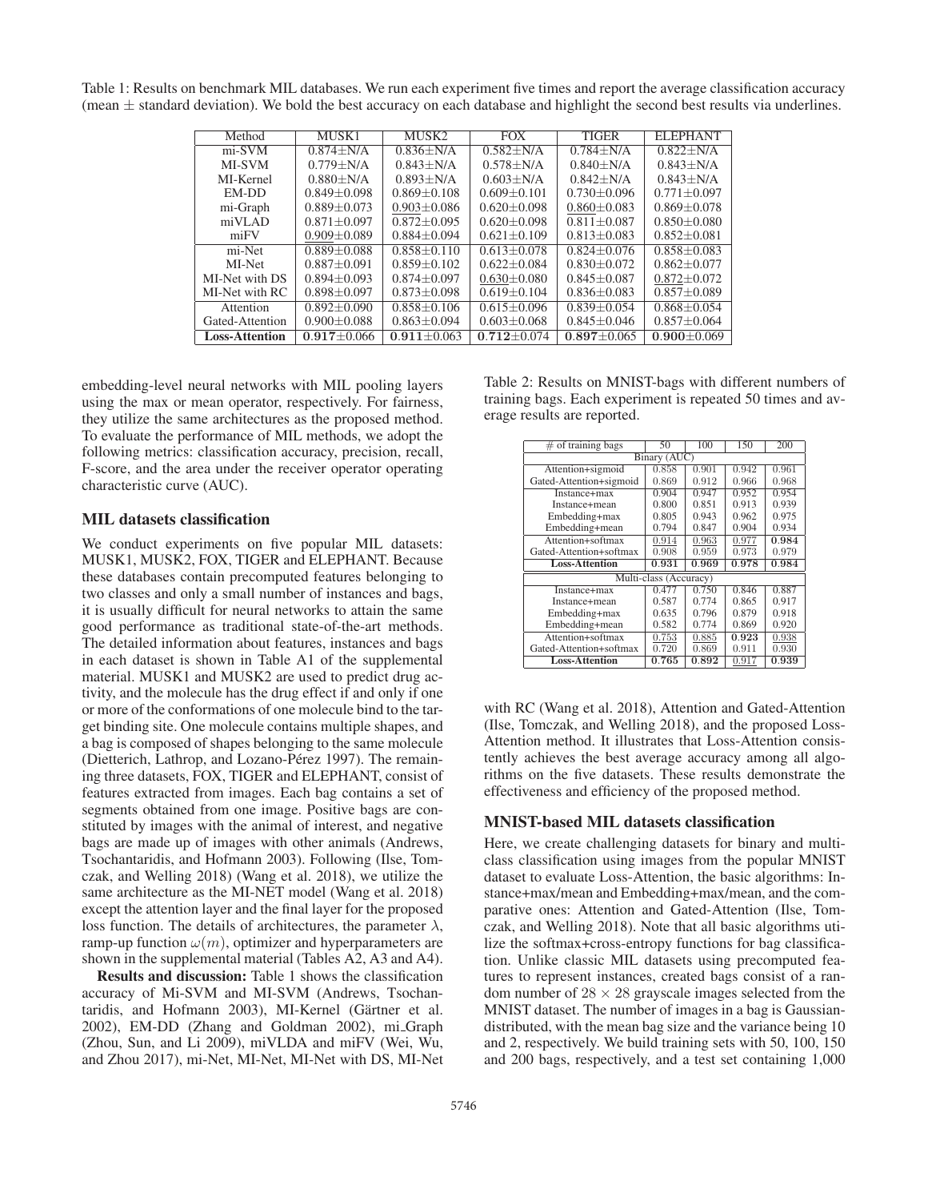Table 1: Results on benchmark MIL databases. We run each experiment five times and report the average classification accuracy (mean ± standard deviation). We bold the best accuracy on each database and highlight the second best results via underlines.

| Method | MUSK1 | MUSK2 | FOX | TIGER | ELEPHANT |
|---|---|---|---|---|---|
| mi-SVM | 0.874±N/A | 0.836±N/A | 0.582±N/A | 0.784±N/A | 0.822±N/A |
| MI-SVM | 0.779±N/A | 0.843±N/A | 0.578±N/A | 0.840±N/A | 0.843±N/A |
| MI-Kernel | 0.880±N/A | 0.893±N/A | 0.603±N/A | 0.842±N/A | 0.843±N/A |
| EM-DD | 0.849±0.098 | 0.869±0.108 | 0.609±0.101 | 0.730±0.096 | 0.771±0.097 |
| mi-Graph | 0.889±0.073 | <u>0.903</u>±0.086 | 0.620±0.098 | <u>0.860</u>±0.083 | 0.869±0.078 |
| miVLAD | 0.871±0.097 | 0.872±0.095 | 0.620±0.098 | 0.811±0.087 | 0.850±0.080 |
| miFV | <u>0.909</u>±0.089 | 0.884±0.094 | 0.621±0.109 | 0.813±0.083 | 0.852±0.081 |
| mi-Net | 0.889±0.088 | 0.858±0.110 | 0.613±0.078 | 0.824±0.076 | 0.858±0.083 |
| MI-Net | 0.887±0.091 | 0.859±0.102 | 0.622±0.084 | 0.830±0.072 | 0.862±0.077 |
| MI-Net with DS | 0.894±0.093 | 0.874±0.097 | <u>0.630</u>±0.080 | 0.845±0.087 | <u>0.872</u>±0.072 |
| MI-Net with RC | 0.898±0.097 | 0.873±0.098 | 0.619±0.104 | 0.836±0.083 | 0.857±0.089 |
| Attention | 0.892±0.090 | 0.858±0.106 | 0.615±0.096 | 0.839±0.054 | 0.868±0.054 |
| Gated-Attention | 0.900±0.088 | 0.863±0.094 | 0.603±0.068 | 0.845±0.046 | 0.857±0.064 |
| **Loss-Attention** | **0.917**±0.066 | **0.911**±0.063 | **0.712**±0.074 | **0.897**±0.065 | **0.900**±0.069 |

embedding-level neural networks with MIL pooling layers using the max or mean operator, respectively. For fairness, they utilize the same architectures as the proposed method. To evaluate the performance of MIL methods, we adopt the following metrics: classification accuracy, precision, recall, F-score, and the area under the receiver operator operating characteristic curve (AUC).

### MIL datasets classification

We conduct experiments on five popular MIL datasets: MUSK1, MUSK2, FOX, TIGER and ELEPHANT. Because these databases contain precomputed features belonging to two classes and only a small number of instances and bags, it is usually difficult for neural networks to attain the same good performance as traditional state-of-the-art methods. The detailed information about features, instances and bags in each dataset is shown in Table A1 of the supplemental material. MUSK1 and MUSK2 are used to predict drug activity, and the molecule has the drug effect if and only if one or more of the conformations of one molecule bind to the target binding site. One molecule contains multiple shapes, and a bag is composed of shapes belonging to the same molecule (Dietterich, Lathrop, and Lozano-Pérez 1997). The remaining three datasets, FOX, TIGER and ELEPHANT, consist of features extracted from images. Each bag contains a set of segments obtained from one image. Positive bags are constituted by images with the animal of interest, and negative bags are made up of images with other animals (Andrews, Tsochantaridis, and Hofmann 2003). Following (Ilse, Tomczak, and Welling 2018) (Wang et al. 2018), we utilize the same architecture as the MI-NET model (Wang et al. 2018) except the attention layer and the final layer for the proposed loss function. The details of architectures, the parameter $\lambda$, ramp-up function $\omega(m)$, optimizer and hyperparameters are shown in the supplemental material (Tables A2, A3 and A4).

**Results and discussion:** Table 1 shows the classification accuracy of Mi-SVM and MI-SVM (Andrews, Tsochantaridis, and Hofmann 2003), MI-Kernel (Gärtner et al. 2002), EM-DD (Zhang and Goldman 2002), mi_Graph (Zhou, Sun, and Li 2009), miVLDA and miFV (Wei, Wu, and Zhou 2017), mi-Net, MI-Net, MI-Net with DS, MI-Net with RC (Wang et al. 2018), Attention and Gated-Attention (Ilse, Tomczak, and Welling 2018), and the proposed Loss-Attention method. It illustrates that Loss-Attention consistently achieves the best average accuracy among all algorithms on the five datasets. These results demonstrate the effectiveness and efficiency of the proposed method.

Table 2: Results on MNIST-bags with different numbers of training bags. Each experiment is repeated 50 times and average results are reported.

| # of training bags | 50 | 100 | 150 | 200 |
|---|---|---|---|---|
| Binary (AUC) | | | | |
| Attention+sigmoid | 0.858 | 0.901 | 0.942 | 0.961 |
| Gated-Attention+sigmoid | 0.869 | 0.912 | 0.966 | 0.968 |
| Instance+max | 0.904 | 0.947 | 0.952 | 0.954 |
| Instance+mean | 0.800 | 0.851 | 0.913 | 0.939 |
| Embedding+max | 0.805 | 0.943 | 0.962 | 0.975 |
| Embedding+mean | 0.794 | 0.847 | 0.904 | 0.934 |
| Attention+softmax | <u>0.914</u> | <u>0.963</u> | <u>0.977</u> | **0.984** |
| Gated-Attention+softmax | 0.908 | 0.959 | 0.973 | 0.979 |
| **Loss-Attention** | **0.931** | **0.969** | **0.978** | **0.984** |
| Multi-class (Accuracy) | | | | |
| Instance+max | 0.477 | 0.750 | 0.846 | 0.887 |
| Instance+mean | 0.587 | 0.774 | 0.865 | 0.917 |
| Embedding+max | 0.635 | 0.796 | 0.879 | 0.918 |
| Embedding+mean | 0.582 | 0.774 | 0.869 | 0.920 |
| Attention+softmax | <u>0.753</u> | <u>0.885</u> | **0.923** | <u>0.938</u> |
| Gated-Attention+softmax | 0.720 | 0.869 | 0.911 | 0.930 |
| **Loss-Attention** | **0.765** | **0.892** | <u>0.917</u> | **0.939** |

### MNIST-based MIL datasets classification

Here, we create challenging datasets for binary and multi-class classification using images from the popular MNIST dataset to evaluate Loss-Attention, the basic algorithms: Instance+max/mean and Embedding+max/mean, and the comparative ones: Attention and Gated-Attention (Ilse, Tomczak, and Welling 2018). Note that all basic algorithms utilize the softmax+cross-entropy functions for bag classification. Unlike classic MIL datasets using precomputed features to represent instances, created bags consist of a random number of $28 \times 28$ grayscale images selected from the MNIST dataset. The number of images in a bag is Gaussian-distributed, with the mean bag size and the variance being 10 and 2, respectively. We build training sets with 50, 100, 150 and 200 bags, respectively, and a test set containing 1,000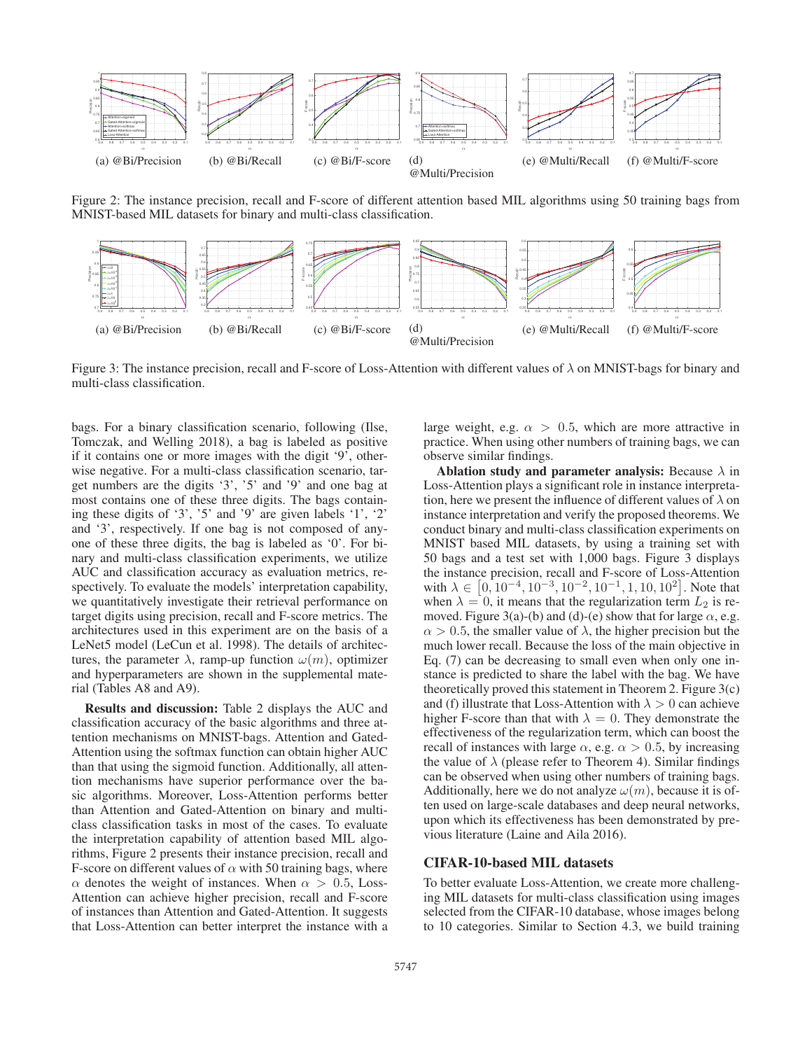(a) @Bi/Precision (b) @Bi/Recall (c) @Bi/F-score (d) @Multi/Precision (e) @Multi/Recall (f) @Multi/F-score

Figure 2: The instance precision, recall and F-score of different attention based MIL algorithms using 50 training bags from MNIST-based MIL datasets for binary and multi-class classification.

(a) @Bi/Precision (b) @Bi/Recall (c) @Bi/F-score (d) @Multi/Precision (e) @Multi/Recall (f) @Multi/F-score

Figure 3: The instance precision, recall and F-score of Loss-Attention with different values of $\lambda$ on MNIST-bags for binary and multi-class classification.

bags. For a binary classification scenario, following (Ilse, Tomczak, and Welling 2018), a bag is labeled as positive if it contains one or more images with the digit '9', otherwise negative. For a multi-class classification scenario, target numbers are the digits '3', '5' and '9' and one bag at most contains one of these three digits. The bags containing these digits of '3', '5' and '9' are given labels '1', '2' and '3', respectively. If one bag is not composed of anyone of these three digits, the bag is labeled as '0'. For binary and multi-class classification experiments, we utilize AUC and classification accuracy as evaluation metrics, respectively. To evaluate the models' interpretation capability, we quantitatively investigate their retrieval performance on target digits using precision, recall and F-score metrics. The architectures used in this experiment are on the basis of a LeNet5 model (LeCun et al. 1998). The details of architectures, the parameter $\lambda$, ramp-up function $\omega(m)$, optimizer and hyperparameters are shown in the supplemental material (Tables A8 and A9).

**Results and discussion:** Table 2 displays the AUC and classification accuracy of the basic algorithms and three attention mechanisms on MNIST-bags. Attention and Gated-Attention using the softmax function can obtain higher AUC than that using the sigmoid function. Additionally, all attention mechanisms have superior performance over the basic algorithms. Moreover, Loss-Attention performs better than Attention and Gated-Attention on binary and multi-class classification tasks in most of the cases. To evaluate the interpretation capability of attention based MIL algorithms, Figure 2 presents their instance precision, recall and F-score on different values of $\alpha$ with 50 training bags, where $\alpha$ denotes the weight of instances. When $\alpha > 0.5$, Loss-Attention can achieve higher precision, recall and F-score of instances than Attention and Gated-Attention. It suggests that Loss-Attention can better interpret the instance with a large weight, e.g. $\alpha > 0.5$, which are more attractive in practice. When using other numbers of training bags, we can observe similar findings.

**Ablation study and parameter analysis:** Because $\lambda$ in Loss-Attention plays a significant role in instance interpretation, here we present the influence of different values of $\lambda$ on instance interpretation and verify the proposed theorems. We conduct binary and multi-class classification experiments on MNIST based MIL datasets, by using a training set with 50 bags and a test set with 1,000 bags. Figure 3 displays the instance precision, recall and F-score of Loss-Attention with $\lambda \in [0, 10^{-4}, 10^{-3}, 10^{-2}, 10^{-1}, 1, 10, 10^{2}]$. Note that when $\lambda = 0$, it means that the regularization term $L_2$ is removed. Figure 3(a)-(b) and (d)-(e) show that for large $\alpha$, e.g. $\alpha > 0.5$, the smaller value of $\lambda$, the higher precision but the much lower recall. Because the loss of the main objective in Eq. (7) can be decreasing to small even when only one instance is predicted to share the label with the bag. We have theoretically proved this statement in Theorem 2. Figure 3(c) and (f) illustrate that Loss-Attention with $\lambda > 0$ can achieve higher F-score than that with $\lambda = 0$. They demonstrate the effectiveness of the regularization term, which can boost the recall of instances with large $\alpha$, e.g. $\alpha > 0.5$, by increasing the value of $\lambda$ (please refer to Theorem 4). Similar findings can be observed when using other numbers of training bags. Additionally, here we do not analyze $\omega(m)$, because it is often used on large-scale databases and deep neural networks, upon which its effectiveness has been demonstrated by previous literature (Laine and Aila 2016).

## CIFAR-10-based MIL datasets

To better evaluate Loss-Attention, we create more challenging MIL datasets for multi-class classification using images selected from the CIFAR-10 database, whose images belong to 10 categories. Similar to Section 4.3, we build training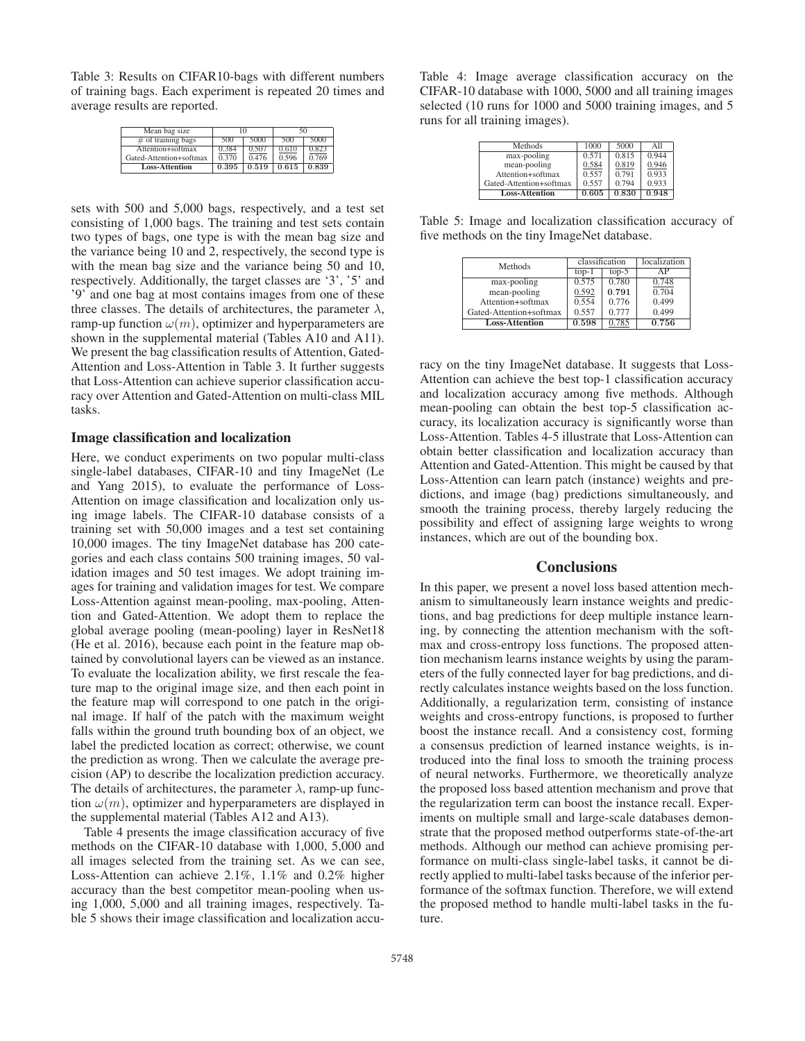Table 3: Results on CIFAR10-bags with different numbers of training bags. Each experiment is repeated 20 times and average results are reported.

| Mean bag size | 10 | | 50 | |
|---|---|---|---|---|
| # of training bags | 500 | 5000 | 500 | 5000 |
| Attention+softmax | 0.384 | 0.507 | 0.610 | 0.823 |
| Gated-Attention+softmax | 0.370 | 0.476 | 0.596 | 0.769 |
| **Loss-Attention** | **0.395** | **0.519** | **0.615** | **0.839** |

sets with 500 and 5,000 bags, respectively, and a test set consisting of 1,000 bags. The training and test sets contain two types of bags, one type is with the mean bag size and the variance being 10 and 2, respectively, the second type is with the mean bag size and the variance being 50 and 10, respectively. Additionally, the target classes are '3', '5' and '9' and one bag at most contains images from one of these three classes. The details of architectures, the parameter $\lambda$, ramp-up function $\omega(m)$, optimizer and hyperparameters are shown in the supplemental material (Tables A10 and A11). We present the bag classification results of Attention, Gated-Attention and Loss-Attention in Table 3. It further suggests that Loss-Attention can achieve superior classification accuracy over Attention and Gated-Attention on multi-class MIL tasks.

### Image classification and localization

Here, we conduct experiments on two popular multi-class single-label databases, CIFAR-10 and tiny ImageNet (Le and Yang 2015), to evaluate the performance of Loss-Attention on image classification and localization only using image labels. The CIFAR-10 database consists of a training set with 50,000 images and a test set containing 10,000 images. The tiny ImageNet database has 200 categories and each class contains 500 training images, 50 validation images and 50 test images. We adopt training images for training and validation images for test. We compare Loss-Attention against mean-pooling, max-pooling, Attention and Gated-Attention. We adopt them to replace the global average pooling (mean-pooling) layer in ResNet18 (He et al. 2016), because each point in the feature map obtained by convolutional layers can be viewed as an instance. To evaluate the localization ability, we first rescale the feature map to the original image size, and then each point in the feature map will correspond to one patch in the original image. If half of the patch with the maximum weight falls within the ground truth bounding box of an object, we label the predicted location as correct; otherwise, we count the prediction as wrong. Then we calculate the average precision (AP) to describe the localization prediction accuracy. The details of architectures, the parameter $\lambda$, ramp-up function $\omega(m)$, optimizer and hyperparameters are displayed in the supplemental material (Tables A12 and A13).

Table 4 presents the image classification accuracy of five methods on the CIFAR-10 database with 1,000, 5,000 and all images selected from the training set. As we can see, Loss-Attention can achieve 2.1%, 1.1% and 0.2% higher accuracy than the best competitor mean-pooling when using 1,000, 5,000 and all training images, respectively. Table 5 shows their image classification and localization accuracy on the tiny ImageNet database. It suggests that Loss-Attention can achieve the best top-1 classification accuracy and localization accuracy among five methods. Although mean-pooling can obtain the best top-5 classification accuracy, its localization accuracy is significantly worse than Loss-Attention. Tables 4-5 illustrate that Loss-Attention can obtain better classification and localization accuracy than Attention and Gated-Attention. This might be caused by that Loss-Attention can learn patch (instance) weights and predictions, and image (bag) predictions simultaneously, and smooth the training process, thereby largely reducing the possibility and effect of assigning large weights to wrong instances, which are out of the bounding box.

Table 4: Image average classification accuracy on the CIFAR-10 database with 1000, 5000 and all training images selected (10 runs for 1000 and 5000 training images, and 5 runs for all training images).

| Methods | 1000 | 5000 | All |
|---|---|---|---|
| max-pooling | 0.571 | 0.815 | 0.944 |
| mean-pooling | 0.584 | 0.819 | 0.946 |
| Attention+softmax | 0.557 | 0.791 | 0.933 |
| Gated-Attention+softmax | 0.557 | 0.794 | 0.933 |
| **Loss-Attention** | **0.605** | **0.830** | **0.948** |

Table 5: Image and localization classification accuracy of five methods on the tiny ImageNet database.

| Methods | classification | | localization |
|---|---|---|---|
| | top-1 | top-5 | AP |
| max-pooling | 0.575 | 0.780 | 0.748 |
| mean-pooling | 0.592 | **0.791** | 0.704 |
| Attention+softmax | 0.554 | 0.776 | 0.499 |
| Gated-Attention+softmax | 0.557 | 0.777 | 0.499 |
| **Loss-Attention** | **0.598** | 0.785 | **0.756** |

## Conclusions

In this paper, we present a novel loss based attention mechanism to simultaneously learn instance weights and predictions, and bag predictions for deep multiple instance learning, by connecting the attention mechanism with the softmax and cross-entropy loss functions. The proposed attention mechanism learns instance weights by using the parameters of the fully connected layer for bag predictions, and directly calculates instance weights based on the loss function. Additionally, a regularization term, consisting of instance weights and cross-entropy functions, is proposed to further boost the instance recall. And a consistency cost, forming a consensus prediction of learned instance weights, is introduced into the final loss to smooth the training process of neural networks. Furthermore, we theoretically analyze the proposed loss based attention mechanism and prove that the regularization term can boost the instance recall. Experiments on multiple small and large-scale databases demonstrate that the proposed method outperforms state-of-the-art methods. Although our method can achieve promising performance on multi-class single-label tasks, it cannot be directly applied to multi-label tasks because of the inferior performance of the softmax function. Therefore, we will extend the proposed method to handle multi-label tasks in the future.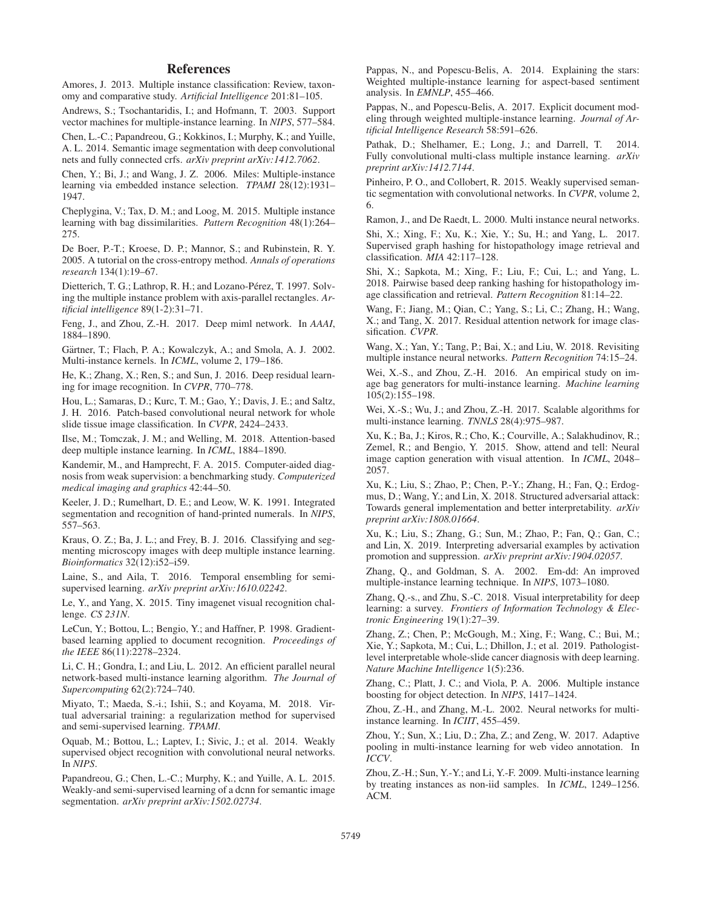## References

Amores, J. 2013. Multiple instance classification: Review, taxonomy and comparative study. *Artificial Intelligence* 201:81–105.

Andrews, S.; Tsochantaridis, I.; and Hofmann, T. 2003. Support vector machines for multiple-instance learning. In *NIPS*, 577–584.

Chen, L.-C.; Papandreou, G.; Kokkinos, I.; Murphy, K.; and Yuille, A. L. 2014. Semantic image segmentation with deep convolutional nets and fully connected crfs. *arXiv preprint arXiv:1412.7062*.

Chen, Y.; Bi, J.; and Wang, J. Z. 2006. Miles: Multiple-instance learning via embedded instance selection. *TPAMI* 28(12):1931–1947.

Cheplygina, V.; Tax, D. M.; and Loog, M. 2015. Multiple instance learning with bag dissimilarities. *Pattern Recognition* 48(1):264–275.

De Boer, P.-T.; Kroese, D. P.; Mannor, S.; and Rubinstein, R. Y. 2005. A tutorial on the cross-entropy method. *Annals of operations research* 134(1):19–67.

Dietterich, T. G.; Lathrop, R. H.; and Lozano-Pérez, T. 1997. Solving the multiple instance problem with axis-parallel rectangles. *Artificial intelligence* 89(1-2):31–71.

Feng, J., and Zhou, Z.-H. 2017. Deep miml network. In *AAAI*, 1884–1890.

Gärtner, T.; Flach, P. A.; Kowalczyk, A.; and Smola, A. J. 2002. Multi-instance kernels. In *ICML*, volume 2, 179–186.

He, K.; Zhang, X.; Ren, S.; and Sun, J. 2016. Deep residual learning for image recognition. In *CVPR*, 770–778.

Hou, L.; Samaras, D.; Kurc, T. M.; Gao, Y.; Davis, J. E.; and Saltz, J. H. 2016. Patch-based convolutional neural network for whole slide tissue image classification. In *CVPR*, 2424–2433.

Ilse, M.; Tomczak, J. M.; and Welling, M. 2018. Attention-based deep multiple instance learning. In *ICML*, 1884–1890.

Kandemir, M., and Hamprecht, F. A. 2015. Computer-aided diagnosis from weak supervision: a benchmarking study. *Computerized medical imaging and graphics* 42:44–50.

Keeler, J. D.; Rumelhart, D. E.; and Leow, W. K. 1991. Integrated segmentation and recognition of hand-printed numerals. In *NIPS*, 557–563.

Kraus, O. Z.; Ba, J. L.; and Frey, B. J. 2016. Classifying and segmenting microscopy images with deep multiple instance learning. *Bioinformatics* 32(12):i52–i59.

Laine, S., and Aila, T. 2016. Temporal ensembling for semi-supervised learning. *arXiv preprint arXiv:1610.02242*.

Le, Y., and Yang, X. 2015. Tiny imagenet visual recognition challenge. *CS 231N*.

LeCun, Y.; Bottou, L.; Bengio, Y.; and Haffner, P. 1998. Gradient-based learning applied to document recognition. *Proceedings of the IEEE* 86(11):2278–2324.

Li, C. H.; Gondra, I.; and Liu, L. 2012. An efficient parallel neural network-based multi-instance learning algorithm. *The Journal of Supercomputing* 62(2):724–740.

Miyato, T.; Maeda, S.-i.; Ishii, S.; and Koyama, M. 2018. Virtual adversarial training: a regularization method for supervised and semi-supervised learning. *TPAMI*.

Oquab, M.; Bottou, L.; Laptev, I.; Sivic, J.; et al. 2014. Weakly supervised object recognition with convolutional neural networks. In *NIPS*.

Papandreou, G.; Chen, L.-C.; Murphy, K.; and Yuille, A. L. 2015. Weakly-and semi-supervised learning of a dcnn for semantic image segmentation. *arXiv preprint arXiv:1502.02734*.

Pappas, N., and Popescu-Belis, A. 2014. Explaining the stars: Weighted multiple-instance learning for aspect-based sentiment analysis. In *EMNLP*, 455–466.

Pappas, N., and Popescu-Belis, A. 2017. Explicit document modeling through weighted multiple-instance learning. *Journal of Artificial Intelligence Research* 58:591–626.

Pathak, D.; Shelhamer, E.; Long, J.; and Darrell, T. 2014. Fully convolutional multi-class multiple instance learning. *arXiv preprint arXiv:1412.7144*.

Pinheiro, P. O., and Collobert, R. 2015. Weakly supervised semantic segmentation with convolutional networks. In *CVPR*, volume 2, 6.

Ramon, J., and De Raedt, L. 2000. Multi instance neural networks.

Shi, X.; Xing, F.; Xu, K.; Xie, Y.; Su, H.; and Yang, L. 2017. Supervised graph hashing for histopathology image retrieval and classification. *MIA* 42:117–128.

Shi, X.; Sapkota, M.; Xing, F.; Liu, F.; Cui, L.; and Yang, L. 2018. Pairwise based deep ranking hashing for histopathology image classification and retrieval. *Pattern Recognition* 81:14–22.

Wang, F.; Jiang, M.; Qian, C.; Yang, S.; Li, C.; Zhang, H.; Wang, X.; and Tang, X. 2017. Residual attention network for image classification. *CVPR*.

Wang, X.; Yan, Y.; Tang, P.; Bai, X.; and Liu, W. 2018. Revisiting multiple instance neural networks. *Pattern Recognition* 74:15–24.

Wei, X.-S., and Zhou, Z.-H. 2016. An empirical study on image bag generators for multi-instance learning. *Machine learning* 105(2):155–198.

Wei, X.-S.; Wu, J.; and Zhou, Z.-H. 2017. Scalable algorithms for multi-instance learning. *TNNLS* 28(4):975–987.

Xu, K.; Ba, J.; Kiros, R.; Cho, K.; Courville, A.; Salakhudinov, R.; Zemel, R.; and Bengio, Y. 2015. Show, attend and tell: Neural image caption generation with visual attention. In *ICML*, 2048–2057.

Xu, K.; Liu, S.; Zhao, P.; Chen, P.-Y.; Zhang, H.; Fan, Q.; Erdogmus, D.; Wang, Y.; and Lin, X. 2018. Structured adversarial attack: Towards general implementation and better interpretability. *arXiv preprint arXiv:1808.01664*.

Xu, K.; Liu, S.; Zhang, G.; Sun, M.; Zhao, P.; Fan, Q.; Gan, C.; and Lin, X. 2019. Interpreting adversarial examples by activation promotion and suppression. *arXiv preprint arXiv:1904.02057*.

Zhang, Q., and Goldman, S. A. 2002. Em-dd: An improved multiple-instance learning technique. In *NIPS*, 1073–1080.

Zhang, Q.-s., and Zhu, S.-C. 2018. Visual interpretability for deep learning: a survey. *Frontiers of Information Technology & Electronic Engineering* 19(1):27–39.

Zhang, Z.; Chen, P.; McGough, M.; Xing, F.; Wang, C.; Bui, M.; Xie, Y.; Sapkota, M.; Cui, L.; Dhillon, J.; et al. 2019. Pathologist-level interpretable whole-slide cancer diagnosis with deep learning. *Nature Machine Intelligence* 1(5):236.

Zhang, C.; Platt, J. C.; and Viola, P. A. 2006. Multiple instance boosting for object detection. In *NIPS*, 1417–1424.

Zhou, Z.-H., and Zhang, M.-L. 2002. Neural networks for multi-instance learning. In *ICIIT*, 455–459.

Zhou, Y.; Sun, X.; Liu, D.; Zha, Z.; and Zeng, W. 2017. Adaptive pooling in multi-instance learning for web video annotation. In *ICCV*.

Zhou, Z.-H.; Sun, Y.-Y.; and Li, Y.-F. 2009. Multi-instance learning by treating instances as non-iid samples. In *ICML*, 1249–1256. ACM.